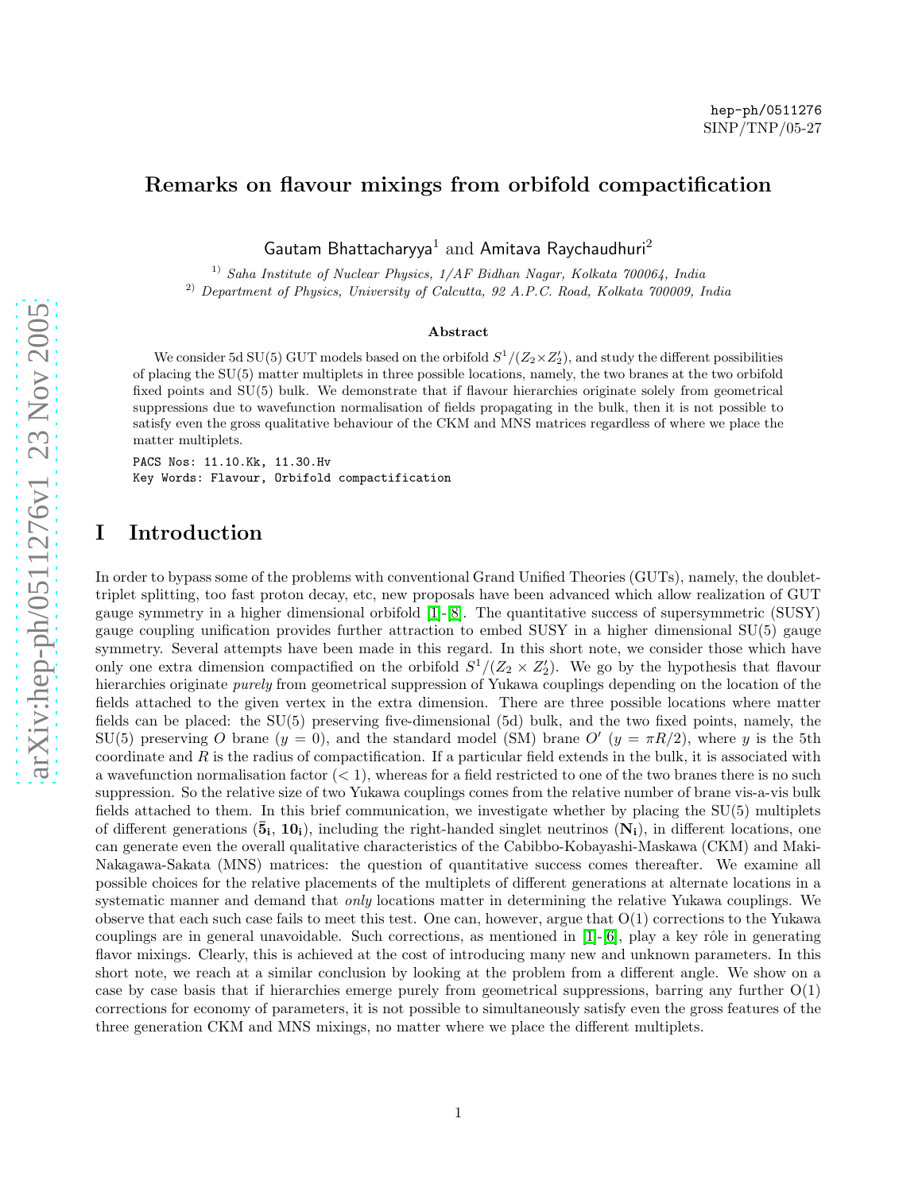hep-ph/0511276
SINP/TNP/05-27

# Remarks on flavour mixings from orbifold compactification

Gautam Bhattacharyya[1] and Amitava Raychaudhuri[2]

[1] *Saha Institute of Nuclear Physics, 1/AF Bidhan Nagar, Kolkata 700064, India*
[2] *Department of Physics, University of Calcutta, 92 A.P.C. Road, Kolkata 700009, India*

### Abstract

We consider 5d SU(5) GUT models based on the orbifold $S^1/(Z_2 \times Z_2')$, and study the different possibilities of placing the SU(5) matter multiplets in three possible locations, namely, the two branes at the two orbifold fixed points and SU(5) bulk. We demonstrate that if flavour hierarchies originate solely from geometrical suppressions due to wavefunction normalisation of fields propagating in the bulk, then it is not possible to satisfy even the gross qualitative behaviour of the CKM and MNS matrices regardless of where we place the matter multiplets.

PACS Nos: 11.10.Kk, 11.30.Hv
Key Words: Flavour, Orbifold compactification

# I Introduction

In order to bypass some of the problems with conventional Grand Unified Theories (GUTs), namely, the doublet-triplet splitting, too fast proton decay, etc, new proposals have been advanced which allow realization of GUT gauge symmetry in a higher dimensional orbifold [1]-[8]. The quantitative success of supersymmetric (SUSY) gauge coupling unification provides further attraction to embed SUSY in a higher dimensional SU(5) gauge symmetry. Several attempts have been made in this regard. In this short note, we consider those which have only one extra dimension compactified on the orbifold $S^1/(Z_2 \times Z_2')$. We go by the hypothesis that flavour hierarchies originate *purely* from geometrical suppression of Yukawa couplings depending on the location of the fields attached to the given vertex in the extra dimension. There are three possible locations where matter fields can be placed: the SU(5) preserving five-dimensional (5d) bulk, and the two fixed points, namely, the SU(5) preserving $O$ brane ($y = 0$), and the standard model (SM) brane $O'$ ($y = \pi R/2$), where $y$ is the 5th coordinate and $R$ is the radius of compactification. If a particular field extends in the bulk, it is associated with a wavefunction normalisation factor ($< 1$), whereas for a field restricted to one of the two branes there is no such suppression. So the relative size of two Yukawa couplings comes from the relative number of brane vis-a-vis bulk fields attached to them. In this brief communication, we investigate whether by placing the SU(5) multiplets of different generations ($\bar{\mathbf{5}}_\mathbf{i}$, $\mathbf{10}_\mathbf{i}$), including the right-handed singlet neutrinos ($\mathbf{N}_\mathbf{i}$), in different locations, one can generate even the overall qualitative characteristics of the Cabibbo-Kobayashi-Maskawa (CKM) and Maki-Nakagawa-Sakata (MNS) matrices: the question of quantitative success comes thereafter. We examine all possible choices for the relative placements of the multiplets of different generations at alternate locations in a systematic manner and demand that *only* locations matter in determining the relative Yukawa couplings. We observe that each such case fails to meet this test. One can, however, argue that O(1) corrections to the Yukawa couplings are in general unavoidable. Such corrections, as mentioned in [1]-[6], play a key rôle in generating flavor mixings. Clearly, this is achieved at the cost of introducing many new and unknown parameters. In this short note, we reach at a similar conclusion by looking at the problem from a different angle. We show on a case by case basis that if hierarchies emerge purely from geometrical suppressions, barring any further O(1) corrections for economy of parameters, it is not possible to simultaneously satisfy even the gross features of the three generation CKM and MNS mixings, no matter where we place the different multiplets.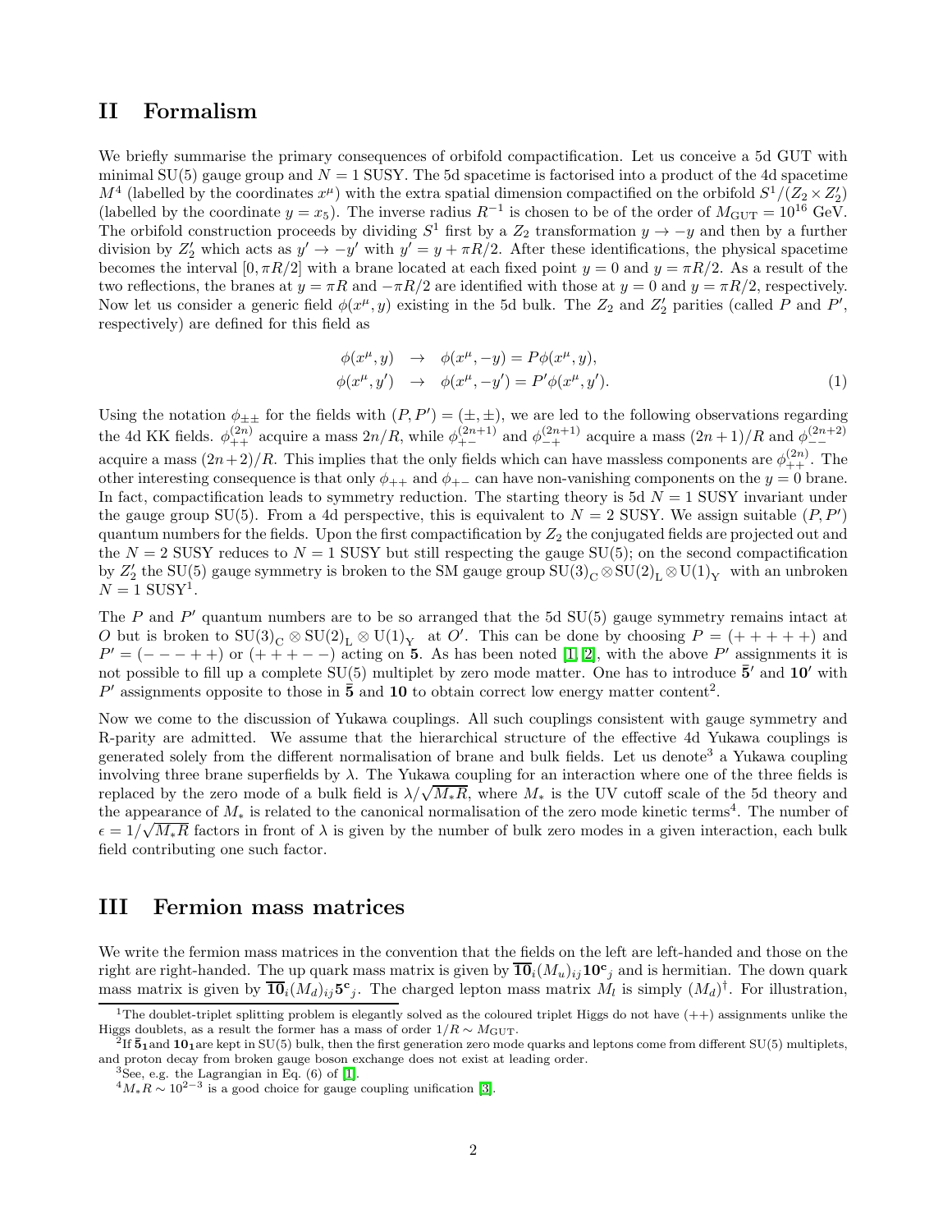## II Formalism

We briefly summarise the primary consequences of orbifold compactification. Let us conceive a 5d GUT with minimal SU(5) gauge group and $N = 1$ SUSY. The 5d spacetime is factorised into a product of the 4d spacetime $M^4$ (labelled by the coordinates $x^\mu$) with the extra spatial dimension compactified on the orbifold $S^1/(Z_2 \times Z_2')$ (labelled by the coordinate $y = x_5$). The inverse radius $R^{-1}$ is chosen to be of the order of $M_{\rm GUT} = 10^{16}$ GeV. The orbifold construction proceeds by dividing $S^1$ first by a $Z_2$ transformation $y \to -y$ and then by a further division by $Z_2'$ which acts as $y' \to -y'$ with $y' = y + \pi R/2$. After these identifications, the physical spacetime becomes the interval $[0, \pi R/2]$ with a brane located at each fixed point $y = 0$ and $y = \pi R/2$. As a result of the two reflections, the branes at $y = \pi R$ and $-\pi R/2$ are identified with those at $y = 0$ and $y = \pi R/2$, respectively. Now let us consider a generic field $\phi(x^\mu, y)$ existing in the 5d bulk. The $Z_2$ and $Z_2'$ parities (called $P$ and $P'$, respectively) are defined for this field as

$$
\begin{aligned}
\phi(x^\mu, y) &\to \phi(x^\mu, -y) = P\phi(x^\mu, y), \\
\phi(x^\mu, y') &\to \phi(x^\mu, -y') = P'\phi(x^\mu, y').
\end{aligned} \tag{1}
$$

Using the notation $\phi_{\pm\pm}$ for the fields with $(P, P') = (\pm, \pm)$, we are led to the following observations regarding the 4d KK fields. $\phi_{++}^{(2n)}$ acquire a mass $2n/R$, while $\phi_{+-}^{(2n+1)}$ and $\phi_{-+}^{(2n+1)}$ acquire a mass $(2n+1)/R$ and $\phi_{--}^{(2n+2)}$ acquire a mass $(2n+2)/R$. This implies that the only fields which can have massless components are $\phi_{++}^{(2n)}$. The other interesting consequence is that only $\phi_{++}$ and $\phi_{+-}$ can have non-vanishing components on the $y = 0$ brane. In fact, compactification leads to symmetry reduction. The starting theory is 5d $N = 1$ SUSY invariant under the gauge group SU(5). From a 4d perspective, this is equivalent to $N = 2$ SUSY. We assign suitable $(P, P')$ quantum numbers for the fields. Upon the first compactification by $Z_2$ the conjugated fields are projected out and the $N = 2$ SUSY reduces to $N = 1$ SUSY but still respecting the gauge SU(5); on the second compactification by $Z_2'$ the SU(5) gauge symmetry is broken to the SM gauge group $\rm SU(3)_C \otimes SU(2)_L \otimes U(1)_Y$ with an unbroken $N = 1$ SUSY[1].

The $P$ and $P'$ quantum numbers are to be so arranged that the 5d SU(5) gauge symmetry remains intact at $O$ but is broken to $\rm SU(3)_C \otimes SU(2)_L \otimes U(1)_Y$ at $O'$. This can be done by choosing $P = (+++++)$ and $P' = (---++)$ or $(+++--)$ acting on **5**. As has been noted [1, 2], with the above $P'$ assignments it is not possible to fill up a complete SU(5) multiplet by zero mode matter. One has to introduce $\bar{\mathbf{5}}'$ and $\mathbf{10}'$ with $P'$ assignments opposite to those in $\bar{\mathbf{5}}$ and $\mathbf{10}$ to obtain correct low energy matter content[2].

Now we come to the discussion of Yukawa couplings. All such couplings consistent with gauge symmetry and R-parity are admitted. We assume that the hierarchical structure of the effective 4d Yukawa couplings is generated solely from the different normalisation of brane and bulk fields. Let us denote[3] a Yukawa coupling involving three brane superfields by $\lambda$. The Yukawa coupling for an interaction where one of the three fields is replaced by the zero mode of a bulk field is $\lambda/\sqrt{M_* R}$, where $M_*$ is the UV cutoff scale of the 5d theory and the appearance of $M_*$ is related to the canonical normalisation of the zero mode kinetic terms[4]. The number of $\epsilon = 1/\sqrt{M_* R}$ factors in front of $\lambda$ is given by the number of bulk zero modes in a given interaction, each bulk field contributing one such factor.

## III Fermion mass matrices

We write the fermion mass matrices in the convention that the fields on the left are left-handed and those on the right are right-handed. The up quark mass matrix is given by $\overline{\mathbf{10}}_i (M_u)_{ij} \mathbf{10^c}_j$ and is hermitian. The down quark mass matrix is given by $\overline{\mathbf{10}}_i (M_d)_{ij} \mathbf{5^c}_j$. The charged lepton mass matrix $M_l$ is simply $(M_d)^\dagger$. For illustration,

---

[1] The doublet-triplet splitting problem is elegantly solved as the coloured triplet Higgs do not have $(++)$ assignments unlike the Higgs doublets, as a result the former has a mass of order $1/R \sim M_{\rm GUT}$.

[2] If $\bar{\mathbf{5}}_1$ and $\mathbf{10}_1$ are kept in SU(5) bulk, then the first generation zero mode quarks and leptons come from different SU(5) multiplets, and proton decay from broken gauge boson exchange does not exist at leading order.

[3] See, e.g. the Lagrangian in Eq. (6) of [1].

[4] $M_* R \sim 10^{2-3}$ is a good choice for gauge coupling unification [3].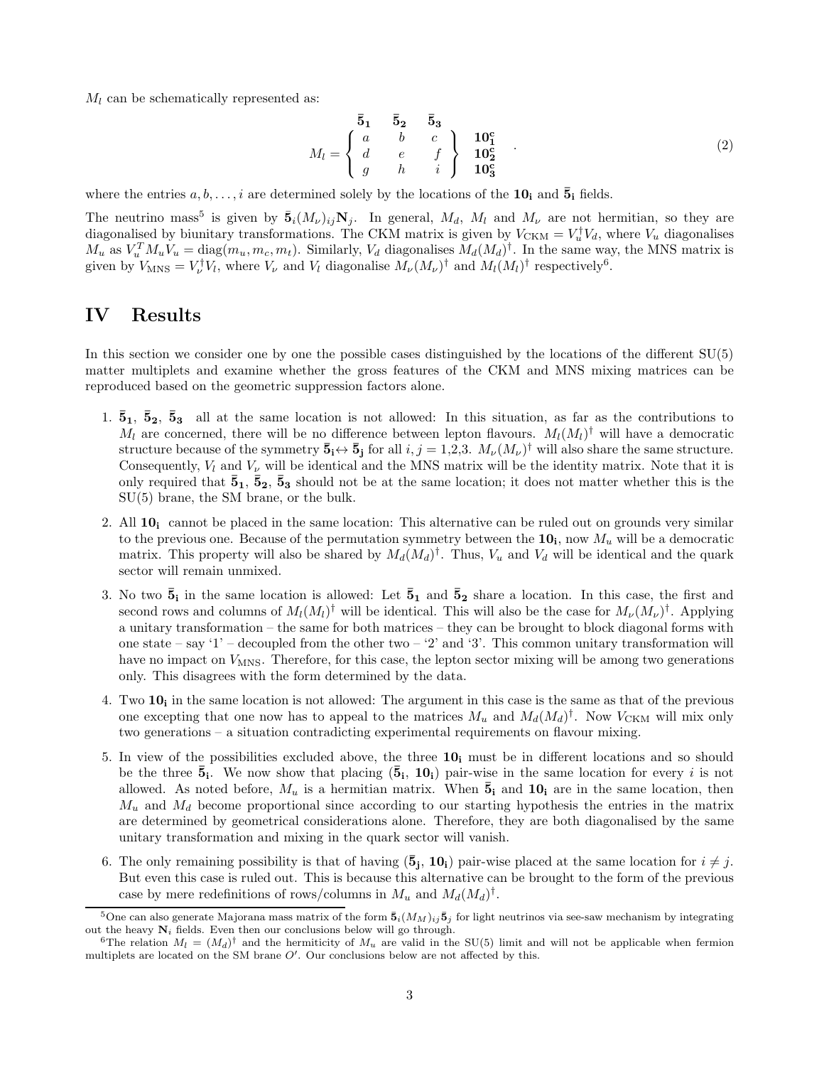$M_l$ can be schematically represented as:

$$M_l = \begin{array}{c} \begin{array}{ccc} \bar{\mathbf{5}}_\mathbf{1} & \bar{\mathbf{5}}_\mathbf{2} & \bar{\mathbf{5}}_\mathbf{3} \end{array} \\ \left\{ \begin{array}{ccc} a & b & c \\ d & e & f \\ g & h & i \end{array} \right\} \end{array} \begin{array}{c} \\ \mathbf{10^c_1} \\ \mathbf{10^c_2} \\ \mathbf{10^c_3} \end{array} \quad . \tag{2}$$

where the entries $a, b, \ldots, i$ are determined solely by the locations of the $\mathbf{10_i}$ and $\bar{\mathbf{5}}_\mathbf{i}$ fields.

The neutrino mass[5] is given by $\bar{\mathbf{5}}_i (M_\nu)_{ij} \mathbf{N}_j$. In general, $M_d$, $M_l$ and $M_\nu$ are not hermitian, so they are diagonalised by biunitary transformations. The CKM matrix is given by $V_{\rm CKM} = V_u^\dagger V_d$, where $V_u$ diagonalises $M_u$ as $V_u^T M_u V_u = {\rm diag}(m_u, m_c, m_t)$. Similarly, $V_d$ diagonalises $M_d (M_d)^\dagger$. In the same way, the MNS matrix is given by $V_{\rm MNS} = V_\nu^\dagger V_l$, where $V_\nu$ and $V_l$ diagonalise $M_\nu (M_\nu)^\dagger$ and $M_l (M_l)^\dagger$ respectively[6].

## IV Results

In this section we consider one by one the possible cases distinguished by the locations of the different SU(5) matter multiplets and examine whether the gross features of the CKM and MNS mixing matrices can be reproduced based on the geometric suppression factors alone.

1. $\bar{\mathbf{5}}_\mathbf{1}$, $\bar{\mathbf{5}}_\mathbf{2}$, $\bar{\mathbf{5}}_\mathbf{3}$ all at the same location is not allowed: In this situation, as far as the contributions to $M_l$ are concerned, there will be no difference between lepton flavours. $M_l (M_l)^\dagger$ will have a democratic structure because of the symmetry $\bar{\mathbf{5}}_\mathbf{i} \leftrightarrow \bar{\mathbf{5}}_\mathbf{j}$ for all $i, j$ = 1,2,3. $M_\nu (M_\nu)^\dagger$ will also share the same structure. Consequently, $V_l$ and $V_\nu$ will be identical and the MNS matrix will be the identity matrix. Note that it is only required that $\bar{\mathbf{5}}_\mathbf{1}$, $\bar{\mathbf{5}}_\mathbf{2}$, $\bar{\mathbf{5}}_\mathbf{3}$ should not be at the same location; it does not matter whether this is the SU(5) brane, the SM brane, or the bulk.

2. All $\mathbf{10_i}$ cannot be placed in the same location: This alternative can be ruled out on grounds very similar to the previous one. Because of the permutation symmetry between the $\mathbf{10_i}$, now $M_u$ will be a democratic matrix. This property will also be shared by $M_d (M_d)^\dagger$. Thus, $V_u$ and $V_d$ will be identical and the quark sector will remain unmixed.

3. No two $\bar{\mathbf{5}}_\mathbf{i}$ in the same location is allowed: Let $\bar{\mathbf{5}}_\mathbf{1}$ and $\bar{\mathbf{5}}_\mathbf{2}$ share a location. In this case, the first and second rows and columns of $M_l (M_l)^\dagger$ will be identical. This will also be the case for $M_\nu (M_\nu)^\dagger$. Applying a unitary transformation – the same for both matrices – they can be brought to block diagonal forms with one state – say '1' – decoupled from the other two – '2' and '3'. This common unitary transformation will have no impact on $V_{\rm MNS}$. Therefore, for this case, the lepton sector mixing will be among two generations only. This disagrees with the form determined by the data.

4. Two $\mathbf{10_i}$ in the same location is not allowed: The argument in this case is the same as that of the previous one excepting that one now has to appeal to the matrices $M_u$ and $M_d (M_d)^\dagger$. Now $V_{\rm CKM}$ will mix only two generations – a situation contradicting experimental requirements on flavour mixing.

5. In view of the possibilities excluded above, the three $\mathbf{10_i}$ must be in different locations and so should be the three $\bar{\mathbf{5}}_\mathbf{i}$. We now show that placing ($\bar{\mathbf{5}}_\mathbf{i}$, $\mathbf{10_i}$) pair-wise in the same location for every $i$ is not allowed. As noted before, $M_u$ is a hermitian matrix. When $\bar{\mathbf{5}}_\mathbf{i}$ and $\mathbf{10_i}$ are in the same location, then $M_u$ and $M_d$ become proportional since according to our starting hypothesis the entries in the matrix are determined by geometrical considerations alone. Therefore, they are both diagonalised by the same unitary transformation and mixing in the quark sector will vanish.

6. The only remaining possibility is that of having ($\bar{\mathbf{5}}_\mathbf{j}$, $\mathbf{10_i}$) pair-wise placed at the same location for $i \neq j$. But even this case is ruled out. This is because this alternative can be brought to the form of the previous case by mere redefinitions of rows/columns in $M_u$ and $M_d (M_d)^\dagger$.

---

[5] One can also generate Majorana mass matrix of the form $\bar{\mathbf{5}}_i (M_M)_{ij} \bar{\mathbf{5}}_j$ for light neutrinos via see-saw mechanism by integrating out the heavy $\mathbf{N}_i$ fields. Even then our conclusions below will go through.

[6] The relation $M_l = (M_d)^\dagger$ and the hermiticity of $M_u$ are valid in the SU(5) limit and will not be applicable when fermion multiplets are located on the SM brane $O'$. Our conclusions below are not affected by this.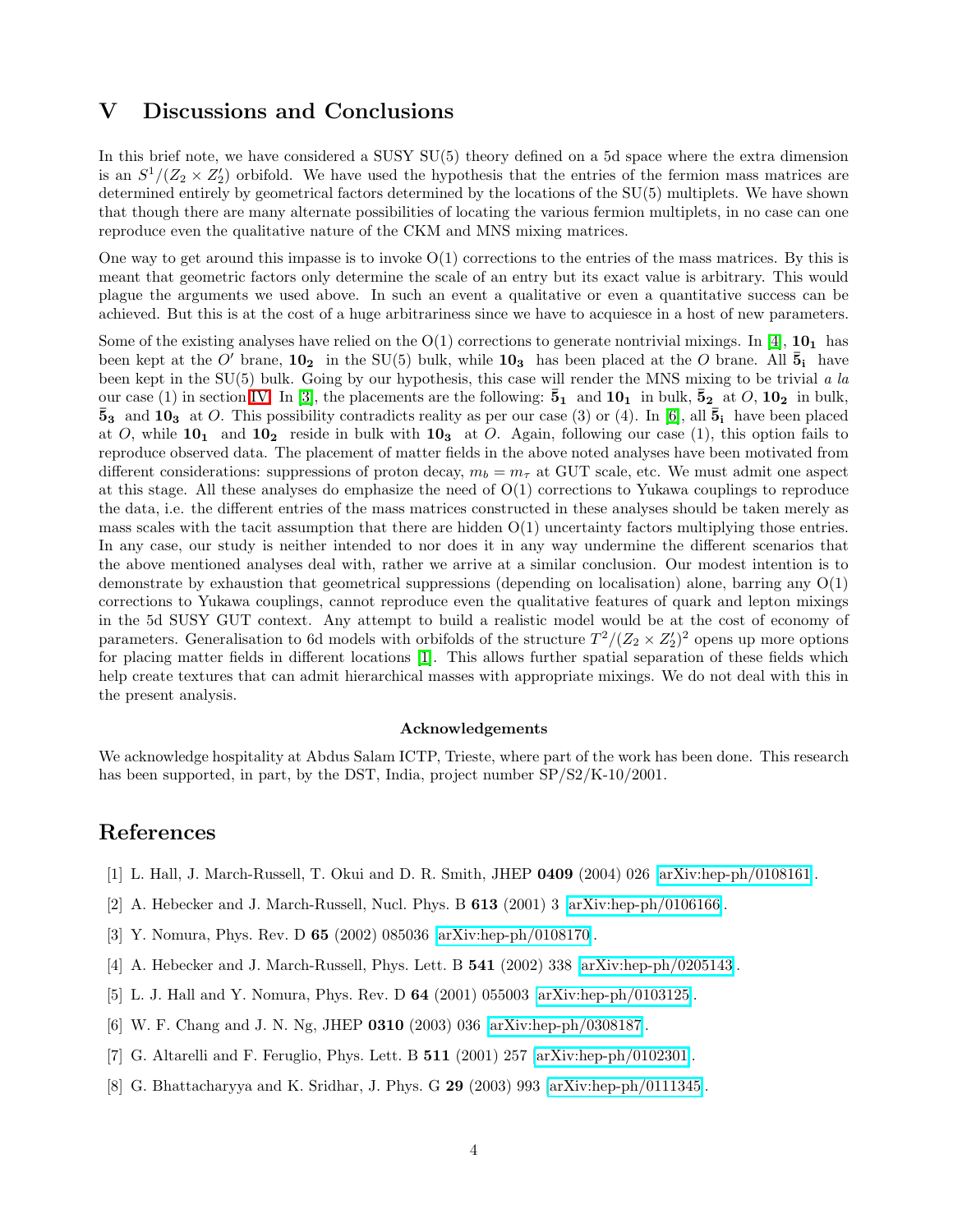# V Discussions and Conclusions

In this brief note, we have considered a SUSY SU(5) theory defined on a 5d space where the extra dimension is an $S^1/(Z_2 \times Z_2')$ orbifold. We have used the hypothesis that the entries of the fermion mass matrices are determined entirely by geometrical factors determined by the locations of the SU(5) multiplets. We have shown that though there are many alternate possibilities of locating the various fermion multiplets, in no case can one reproduce even the qualitative nature of the CKM and MNS mixing matrices.

One way to get around this impasse is to invoke O(1) corrections to the entries of the mass matrices. By this is meant that geometric factors only determine the scale of an entry but its exact value is arbitrary. This would plague the arguments we used above. In such an event a qualitative or even a quantitative success can be achieved. But this is at the cost of a huge arbitrariness since we have to acquiesce in a host of new parameters.

Some of the existing analyses have relied on the O(1) corrections to generate nontrivial mixings. In [4], $\mathbf{10_1}$ has been kept at the $O'$ brane, $\mathbf{10_2}$ in the SU(5) bulk, while $\mathbf{10_3}$ has been placed at the $O$ brane. All $\mathbf{\bar{5}_i}$ have been kept in the SU(5) bulk. Going by our hypothesis, this case will render the MNS mixing to be trivial *a la* our case (1) in section IV. In [3], the placements are the following: $\mathbf{\bar{5}_1}$ and $\mathbf{10_1}$ in bulk, $\mathbf{\bar{5}_2}$ at $O$, $\mathbf{10_2}$ in bulk, $\mathbf{\bar{5}_3}$ and $\mathbf{10_3}$ at $O$. This possibility contradicts reality as per our case (3) or (4). In [6], all $\mathbf{\bar{5}_i}$ have been placed at $O$, while $\mathbf{10_1}$ and $\mathbf{10_2}$ reside in bulk with $\mathbf{10_3}$ at $O$. Again, following our case (1), this option fails to reproduce observed data. The placement of matter fields in the above noted analyses have been motivated from different considerations: suppressions of proton decay, $m_b = m_\tau$ at GUT scale, etc. We must admit one aspect at this stage. All these analyses do emphasize the need of O(1) corrections to Yukawa couplings to reproduce the data, i.e. the different entries of the mass matrices constructed in these analyses should be taken merely as mass scales with the tacit assumption that there are hidden O(1) uncertainty factors multiplying those entries. In any case, our study is neither intended to nor does it in any way undermine the different scenarios that the above mentioned analyses deal with, rather we arrive at a similar conclusion. Our modest intention is to demonstrate by exhaustion that geometrical suppressions (depending on localisation) alone, barring any O(1) corrections to Yukawa couplings, cannot reproduce even the qualitative features of quark and lepton mixings in the 5d SUSY GUT context. Any attempt to build a realistic model would be at the cost of economy of parameters. Generalisation to 6d models with orbifolds of the structure $T^2/(Z_2 \times Z_2')^2$ opens up more options for placing matter fields in different locations [1]. This allows further spatial separation of these fields which help create textures that can admit hierarchical masses with appropriate mixings. We do not deal with this in the present analysis.

### Acknowledgements

We acknowledge hospitality at Abdus Salam ICTP, Trieste, where part of the work has been done. This research has been supported, in part, by the DST, India, project number SP/S2/K-10/2001.

# References

[1] L. Hall, J. March-Russell, T. Okui and D. R. Smith, JHEP **0409** (2004) 026 [arXiv:hep-ph/0108161].

[2] A. Hebecker and J. March-Russell, Nucl. Phys. B **613** (2001) 3 [arXiv:hep-ph/0106166].

[3] Y. Nomura, Phys. Rev. D **65** (2002) 085036 [arXiv:hep-ph/0108170].

[4] A. Hebecker and J. March-Russell, Phys. Lett. B **541** (2002) 338 [arXiv:hep-ph/0205143].

[5] L. J. Hall and Y. Nomura, Phys. Rev. D **64** (2001) 055003 [arXiv:hep-ph/0103125].

[6] W. F. Chang and J. N. Ng, JHEP **0310** (2003) 036 [arXiv:hep-ph/0308187].

[7] G. Altarelli and F. Feruglio, Phys. Lett. B **511** (2001) 257 [arXiv:hep-ph/0102301].

[8] G. Bhattacharyya and K. Sridhar, J. Phys. G **29** (2003) 993 [arXiv:hep-ph/0111345].